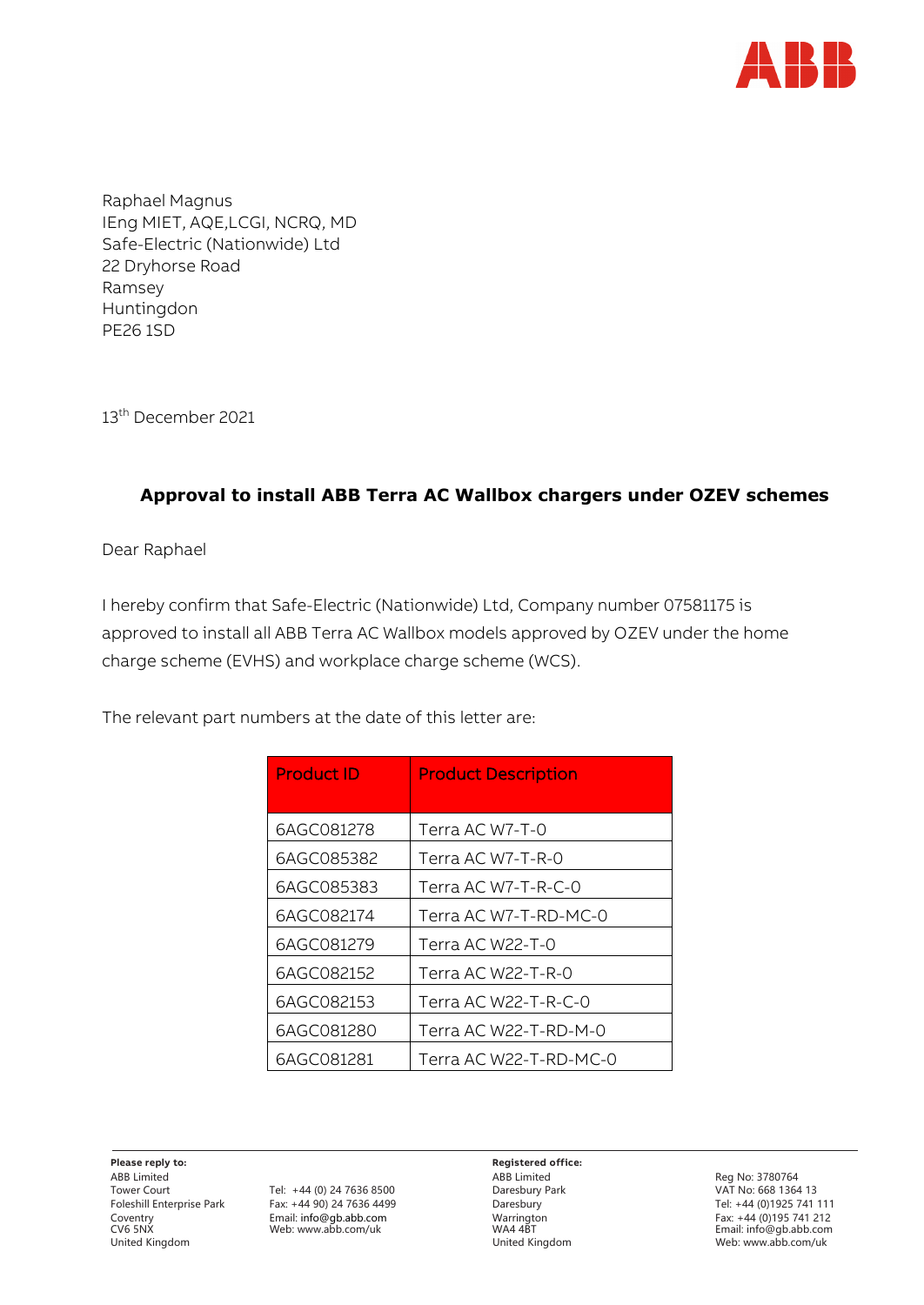Raphael Magnus
IEng MIET, AQE,LCGI, NCRQ, MD
Safe-Electric (Nationwide) Ltd
22 Dryhorse Road
Ramsey
Huntingdon
PE26 1SD

13th December 2021

## Approval to install ABB Terra AC Wallbox chargers under OZEV schemes

Dear Raphael

I hereby confirm that Safe-Electric (Nationwide) Ltd, Company number 07581175 is approved to install all ABB Terra AC Wallbox models approved by OZEV under the home charge scheme (EVHS) and workplace charge scheme (WCS).

The relevant part numbers at the date of this letter are:

| Product ID | Product Description |
|---|---|
| 6AGC081278 | Terra AC W7-T-0 |
| 6AGC085382 | Terra AC W7-T-R-0 |
| 6AGC085383 | Terra AC W7-T-R-C-0 |
| 6AGC082174 | Terra AC W7-T-RD-MC-0 |
| 6AGC081279 | Terra AC W22-T-0 |
| 6AGC082152 | Terra AC W22-T-R-0 |
| 6AGC082153 | Terra AC W22-T-R-C-0 |
| 6AGC081280 | Terra AC W22-T-RD-M-0 |
| 6AGC081281 | Terra AC W22-T-RD-MC-0 |

**Please reply to:**
ABB Limited
Tower Court
Foleshill Enterprise Park
Coventry
CV6 5NX
United Kingdom

Tel: +44 (0) 24 7636 8500
Fax: +44 90) 24 7636 4499
Email: info@gb.abb.com
Web: www.abb.com/uk

**Registered office:**
ABB Limited
Daresbury Park
Daresbury
Warrington
WA4 4BT
United Kingdom

Reg No: 3780764
VAT No: 668 1364 13
Tel: +44 (0)1925 741 111
Fax: +44 (0)195 741 212
Email: info@gb.abb.com
Web: www.abb.com/uk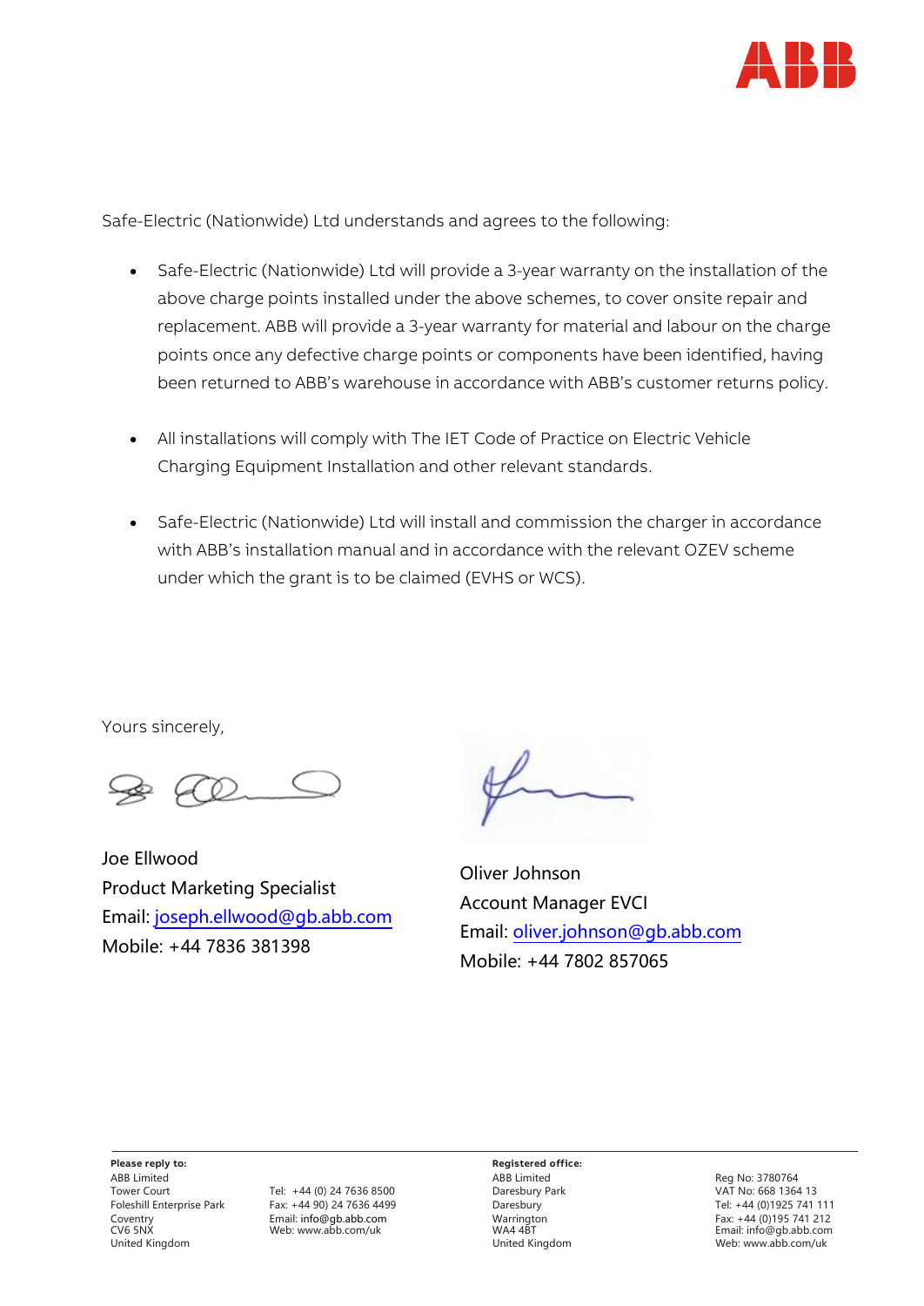Safe-Electric (Nationwide) Ltd understands and agrees to the following:

- Safe-Electric (Nationwide) Ltd will provide a 3-year warranty on the installation of the above charge points installed under the above schemes, to cover onsite repair and replacement. ABB will provide a 3-year warranty for material and labour on the charge points once any defective charge points or components have been identified, having been returned to ABB's warehouse in accordance with ABB's customer returns policy.

- All installations will comply with The IET Code of Practice on Electric Vehicle Charging Equipment Installation and other relevant standards.

- Safe-Electric (Nationwide) Ltd will install and commission the charger in accordance with ABB's installation manual and in accordance with the relevant OZEV scheme under which the grant is to be claimed (EVHS or WCS).

Yours sincerely,

Joe Ellwood
Product Marketing Specialist
Email: joseph.ellwood@gb.abb.com
Mobile: +44 7836 381398

Oliver Johnson
Account Manager EVCI
Email: oliver.johnson@gb.abb.com
Mobile: +44 7802 857065

**Please reply to:**
ABB Limited
Tower Court
Foleshill Enterprise Park
Coventry
CV6 5NX
United Kingdom

Tel: +44 (0) 24 7636 8500
Fax: +44 90) 24 7636 4499
Email: info@gb.abb.com
Web: www.abb.com/uk

**Registered office:**
ABB Limited
Daresbury Park
Daresbury
Warrington
WA4 4BT
United Kingdom

Reg No: 3780764
VAT No: 668 1364 13
Tel: +44 (0)1925 741 111
Fax: +44 (0)195 741 212
Email: info@gb.abb.com
Web: www.abb.com/uk